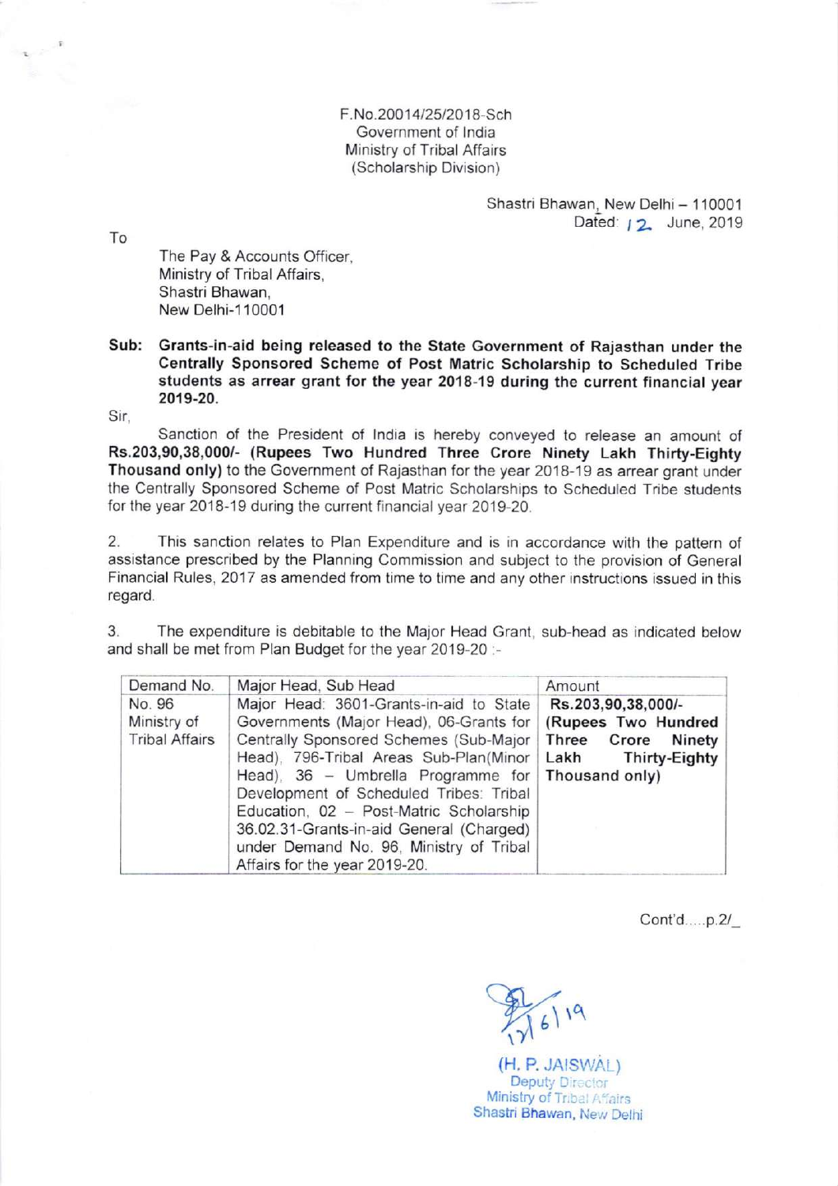F.No.20014/25/2018-Sch
Government of India
Ministry of Tribal Affairs
(Scholarship Division)

Shastri Bhawan, New Delhi – 110001
Dated: 12 June, 2019

To

The Pay & Accounts Officer,
Ministry of Tribal Affairs,
Shastri Bhawan,
New Delhi-110001

**Sub: Grants-in-aid being released to the State Government of Rajasthan under the Centrally Sponsored Scheme of Post Matric Scholarship to Scheduled Tribe students as arrear grant for the year 2018-19 during the current financial year 2019-20.**

Sir,

Sanction of the President of India is hereby conveyed to release an amount of **Rs.203,90,38,000/- (Rupees Two Hundred Three Crore Ninety Lakh Thirty-Eighty Thousand only)** to the Government of Rajasthan for the year 2018-19 as arrear grant under the Centrally Sponsored Scheme of Post Matric Scholarships to Scheduled Tribe students for the year 2018-19 during the current financial year 2019-20.

2. This sanction relates to Plan Expenditure and is in accordance with the pattern of assistance prescribed by the Planning Commission and subject to the provision of General Financial Rules, 2017 as amended from time to time and any other instructions issued in this regard.

3. The expenditure is debitable to the Major Head Grant, sub-head as indicated below and shall be met from Plan Budget for the year 2019-20 :-

| Demand No. | Major Head, Sub Head | Amount |
|---|---|---|
| No. 96 Ministry of Tribal Affairs | Major Head: 3601-Grants-in-aid to State Governments (Major Head), 06-Grants for Centrally Sponsored Schemes (Sub-Major Head), 796-Tribal Areas Sub-Plan(Minor Head), 36 – Umbrella Programme for Development of Scheduled Tribes: Tribal Education, 02 – Post-Matric Scholarship 36.02.31-Grants-in-aid General (Charged) under Demand No. 96, Ministry of Tribal Affairs for the year 2019-20. | **Rs.203,90,38,000/- (Rupees Two Hundred Three Crore Ninety Lakh Thirty-Eighty Thousand only)** |

Cont'd.....p.2/_

12/6/19

(H. P. JAISWAL)
Deputy Director
Ministry of Tribal Affairs
Shastri Bhawan, New Delhi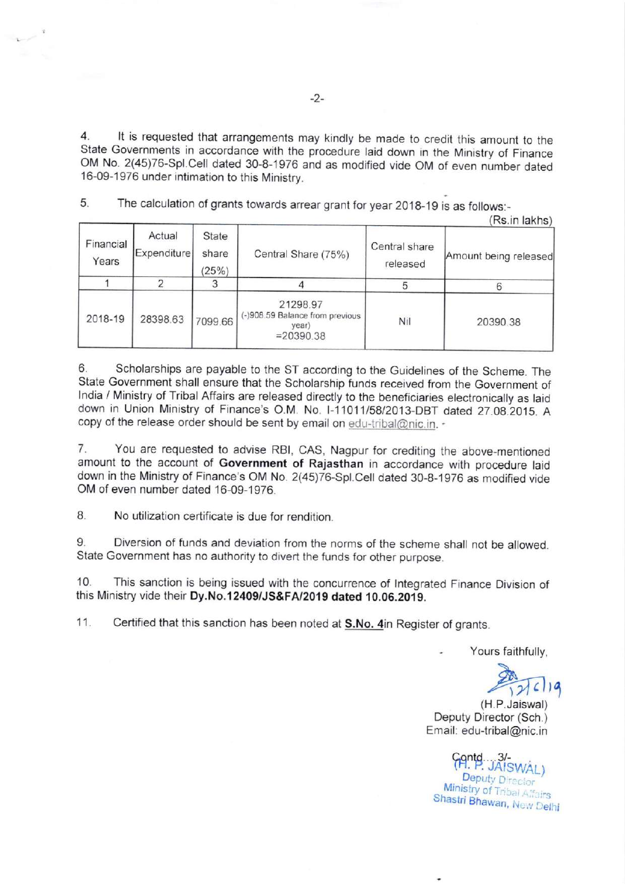4. It is requested that arrangements may kindly be made to credit this amount to the State Governments in accordance with the procedure laid down in the Ministry of Finance OM No. 2(45)76-Spl.Cell dated 30-8-1976 and as modified vide OM of even number dated 16-09-1976 under intimation to this Ministry.

5. The calculation of grants towards arrear grant for year 2018-19 is as follows:-

(Rs.in lakhs)

| Financial Years | Actual Expenditure | State share (25%) | Central Share (75%) | Central share released | Amount being released |
|---|---|---|---|---|---|
| 1 | 2 | 3 | 4 | 5 | 6 |
| 2018-19 | 28398.63 | 7099.66 | 21298.97 (-)908.59 Balance from previous year) =20390.38 | Nil | 20390.38 |

6. Scholarships are payable to the ST according to the Guidelines of the Scheme. The State Government shall ensure that the Scholarship funds received from the Government of India / Ministry of Tribal Affairs are released directly to the beneficiaries electronically as laid down in Union Ministry of Finance's O.M. No. I-11011/58/2013-DBT dated 27.08.2015. A copy of the release order should be sent by email on edu-tribal@nic.in.

7. You are requested to advise RBI, CAS, Nagpur for crediting the above-mentioned amount to the account of **Government of Rajasthan** in accordance with procedure laid down in the Ministry of Finance's OM No. 2(45)76-Spl.Cell dated 30-8-1976 as modified vide OM of even number dated 16-09-1976.

8. No utilization certificate is due for rendition.

9. Diversion of funds and deviation from the norms of the scheme shall not be allowed. State Government has no authority to divert the funds for other purpose.

10. This sanction is being issued with the concurrence of Integrated Finance Division of this Ministry vide their **Dy.No.12409/JS&FA/2019 dated 10.06.2019.**

11. Certified that this sanction has been noted at **S.No. 4**in Register of grants.

Yours faithfully,

12/6/19

(H.P.Jaiswal)
Deputy Director (Sch.)
Email: edu-tribal@nic.in

(H. P. JAISWAL)
Deputy Director
Ministry of Tribal Affairs
Shastri Bhawan, New Delhi

Contd....3/-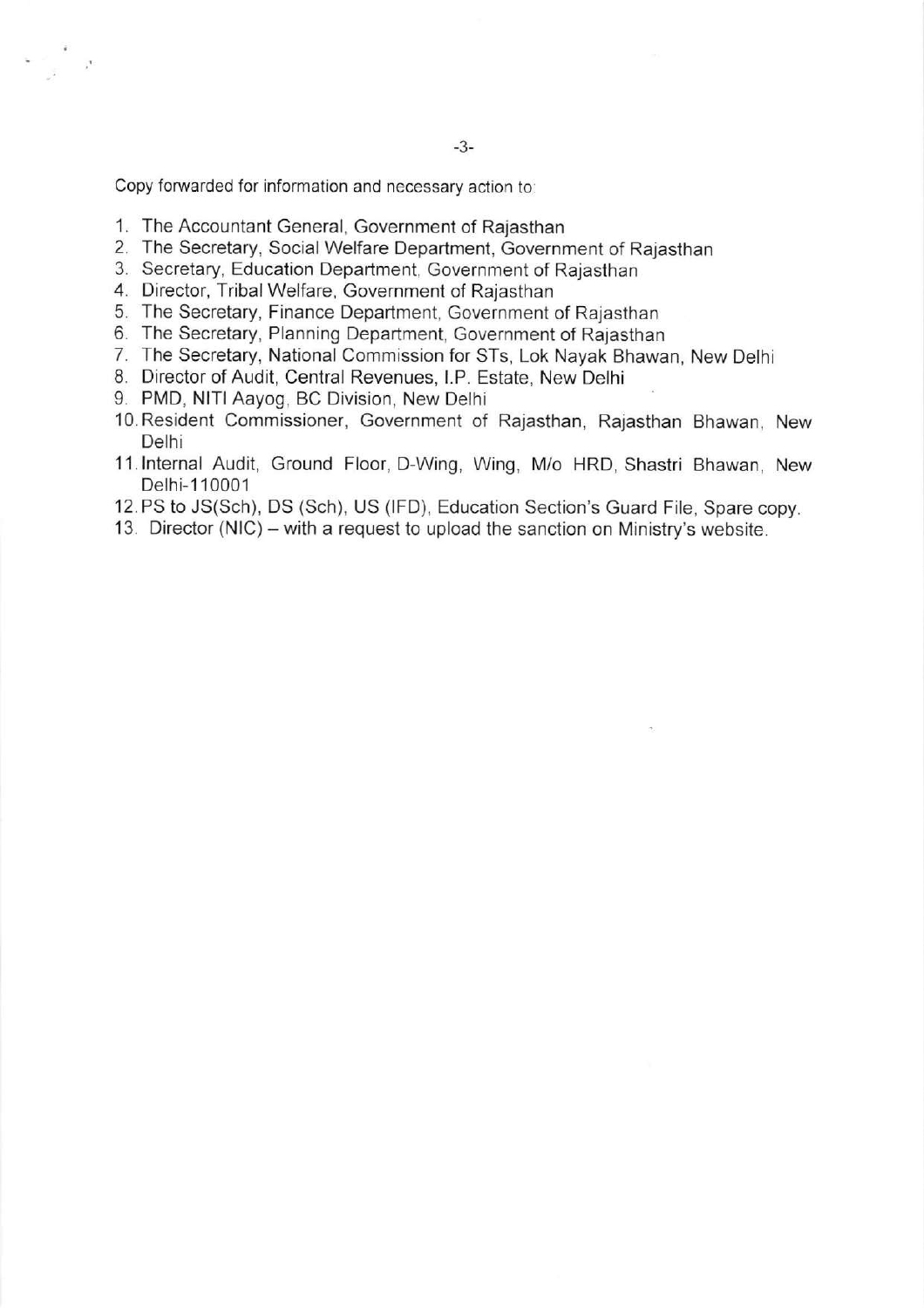Copy forwarded for information and necessary action to:

1. The Accountant General, Government of Rajasthan
2. The Secretary, Social Welfare Department, Government of Rajasthan
3. Secretary, Education Department, Government of Rajasthan
4. Director, Tribal Welfare, Government of Rajasthan
5. The Secretary, Finance Department, Government of Rajasthan
6. The Secretary, Planning Department, Government of Rajasthan
7. The Secretary, National Commission for STs, Lok Nayak Bhawan, New Delhi
8. Director of Audit, Central Revenues, I.P. Estate, New Delhi
9. PMD, NITI Aayog, BC Division, New Delhi
10. Resident Commissioner, Government of Rajasthan, Rajasthan Bhawan, New Delhi
11. Internal Audit, Ground Floor, D-Wing, Wing, M/o HRD, Shastri Bhawan, New Delhi-110001
12. PS to JS(Sch), DS (Sch), US (IFD), Education Section's Guard File, Spare copy.
13. Director (NIC) – with a request to upload the sanction on Ministry's website.